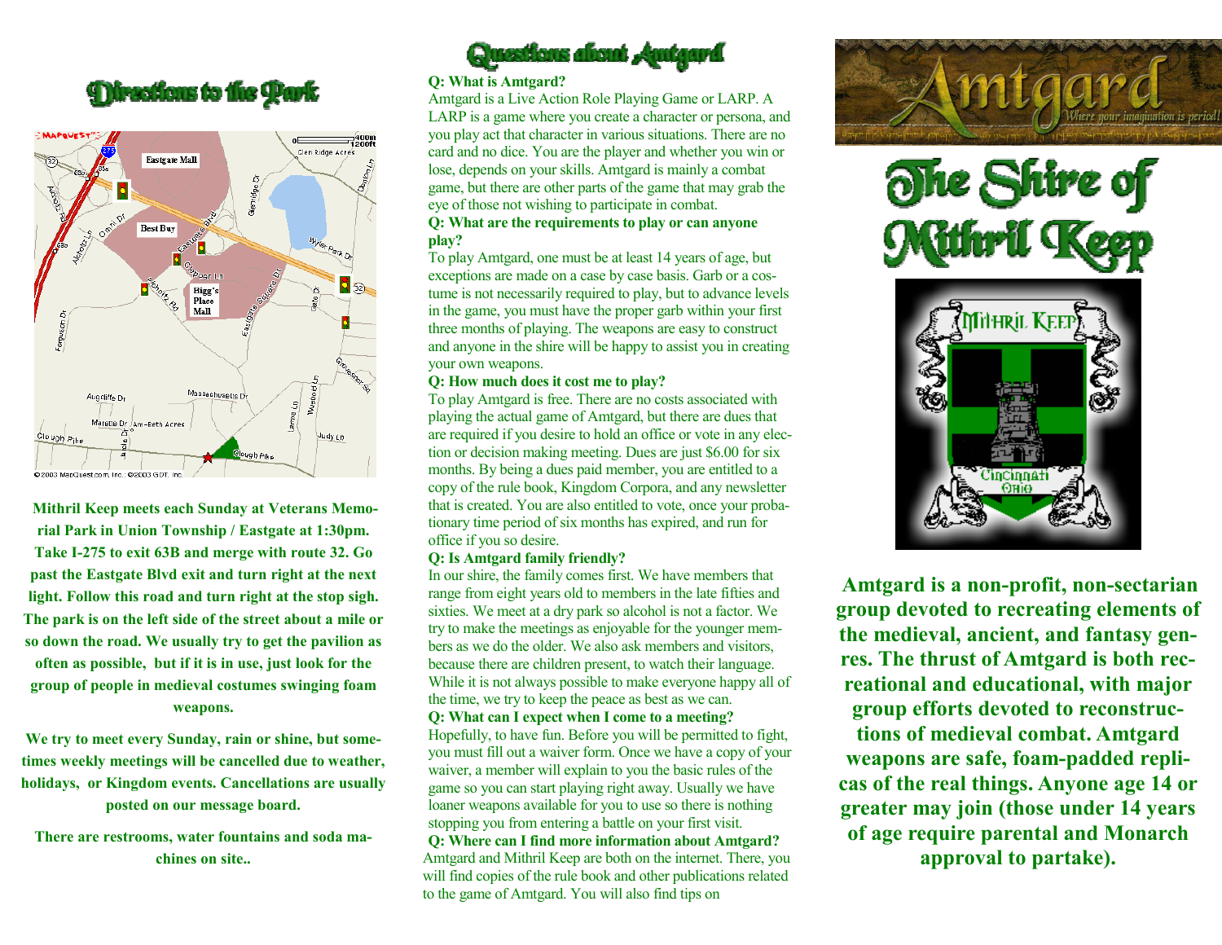# Directions to the Park

Mithril Keep meets each Sunday at Veterans Memorial Park in Union Township / Eastgate at 1:30pm. Take I-275 to exit 63B and merge with route 32. Go past the Eastgate Blvd exit and turn right at the next light. Follow this road and turn right at the stop sigh. The park is on the left side of the street about a mile or so down the road. We usually try to get the pavilion as often as possible, but if it is in use, just look for the group of people in medieval costumes swinging foam weapons.

We try to meet every Sunday, rain or shine, but sometimes weekly meetings will be cancelled due to weather, holidays, or Kingdom events. Cancellations are usually posted on our message board.

There are restrooms, water fountains and soda machines on site..

# Questions about Amtgard

**Q: What is Amtgard?**

Amtgard is a Live Action Role Playing Game or LARP. A LARP is a game where you create a character or persona, and you play act that character in various situations. There are no card and no dice. You are the player and whether you win or lose, depends on your skills. Amtgard is mainly a combat game, but there are other parts of the game that may grab the eye of those not wishing to participate in combat.

**Q: What are the requirements to play or can anyone play?**

To play Amtgard, one must be at least 14 years of age, but exceptions are made on a case by case basis. Garb or costume is not necessarily required to play, but to advance levels in the game, you must have the proper garb within your first three months of playing. The weapons are easy to construct and anyone in the shire will be happy to assist you in creating your own weapons.

**Q: How much does it cost me to play?**

To play Amtgard is free. There are no costs associated with playing the actual game of Amtgard, but there are dues that are required if you desire to hold an office or vote in any election or decision making meeting. Dues are just $6.00 for six months. By being a dues paid member, you are entitled to a copy of the rule book, Kingdom Corpora, and any newsletter that is created. You are also entitled to vote, once your probationary time period of six months has expired, and run for office if you so desire.

**Q: Is Amtgard family friendly?**

In our shire, the family comes first. We have members that range from eight years old to members in the late fifties and sixties. We meet at a dry park so alcohol is not a factor. We try to make the meetings as enjoyable for the younger members as we do the older. We also ask members and visitors, because there are children present, to watch their language. While it is not always possible to make everyone happy all of the time, we try to keep the peace as best as we can.

**Q: What can I expect when I come to a meeting?**

Hopefully, to have fun. Before you will be permitted to fight, you must fill out a waiver form. Once we have a copy of your waiver, a member will explain to you the basic rules of the game so you can start playing right away. Usually we have loaner weapons available for you to use so there is nothing stopping you from entering a battle on your first visit.

**Q: Where can I find more information about Amtgard?**

Amtgard and Mithril Keep are both on the internet. There, you will find copies of the rule book and other publications related to the game of Amtgard. You will also find tips on

# Amtgard

*Where your imagination is period!*

# The Shire of Mithril Keep

Mithril Keep

Cincinnati Ohio

**Amtgard is a non-profit, non-sectarian group devoted to recreating elements of the medieval, ancient, and fantasy genres. The thrust of Amtgard is both recreational and educational, with major group efforts devoted to reconstructions of medieval combat. Amtgard weapons are safe, foam-padded replicas of the real things. Anyone age 14 or greater may join (those under 14 years of age require parental and Monarch approval to partake).**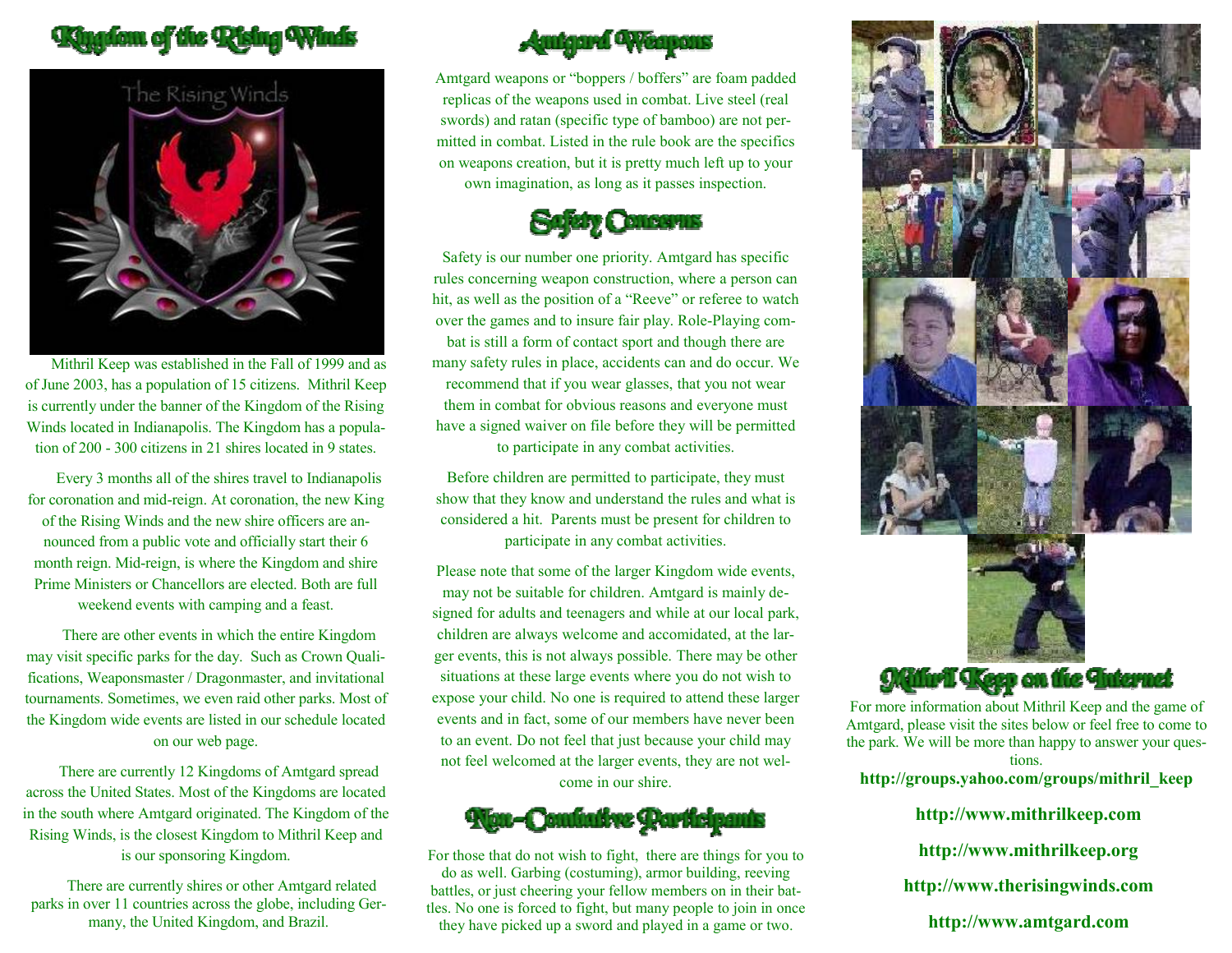# Kingdom of the Rising Winds

Mithril Keep was established in the Fall of 1999 and as of June 2003, has a population of 15 citizens. Mithril Keep is currently under the banner of the Kingdom of the Rising Winds located in Indianapolis. The Kingdom has a population of 200 - 300 citizens in 21 shires located in 9 states.

Every 3 months all of the shires travel to Indianapolis for coronation and mid-reign. At coronation, the new King of the Rising Winds and the new shire officers are announced from a public vote and officially start their 6 month reign. Mid-reign, is where the Kingdom and shire Prime Ministers or Chancellors are elected. Both are full weekend events with camping and a feast.

There are other events in which the entire Kingdom may visit specific parks for the day. Such as Crown Qualifications, Weaponsmaster / Dragonmaster, and invitational tournaments. Sometimes, we even raid other parks. Most of the Kingdom wide events are listed in our schedule located on our web page.

There are currently 12 Kingdoms of Amtgard spread across the United States. Most of the Kingdoms are located in the south where Amtgard originated. The Kingdom of the Rising Winds, is the closest Kingdom to Mithril Keep and is our sponsoring Kingdom.

There are currently shires or other Amtgard related parks in over 11 countries across the globe, including Germany, the United Kingdom, and Brazil.

# Amtgard Weapons

Amtgard weapons or "boppers / boffers" are foam padded replicas of the weapons used in combat. Live steel (real swords) and ratan (specific type of bamboo) are not permitted in combat. Listed in the rule book are the specifics on weapons creation, but it is pretty much left up to your own imagination, as long as it passes inspection.

# Safety Concerns

Safety is our number one priority. Amtgard has specific rules concerning weapon construction, where a person can hit, as well as the position of a "Reeve" or referee to watch over the games and to insure fair play. Role-Playing combat is still a form of contact sport and though there are many safety rules in place, accidents can and do occur. We recommend that if you wear glasses, that you not wear them in combat for obvious reasons and everyone must have a signed waiver on file before they will be permitted to participate in any combat activities.

Before children are permitted to participate, they must show that they know and understand the rules and what is considered a hit. Parents must be present for children to participate in any combat activities.

Please note that some of the larger Kingdom wide events, may not be suitable for children. Amtgard is mainly designed for adults and teenagers and while at our local park, children are always welcome and accomidated, at the larger events, this is not always possible. There may be other situations at these large events where you do not wish to expose your child. No one is required to attend these larger events and in fact, some of our members have never been to an event. Do not feel that just because your child may not feel welcomed at the larger events, they are not welcome in our shire.

# Non-Combative Participants

For those that do not wish to fight, there are things for you to do as well. Garbing (costuming), armor building, reeving battles, or just cheering your fellow members on in their battles. No one is forced to fight, but many people to join in once they have picked up a sword and played in a game or two.

# Mithril Keep on the Internet

For more information about Mithril Keep and the game of Amtgard, please visit the sites below or feel free to come to the park. We will be more than happy to answer your questions.

**http://groups.yahoo.com/groups/mithril_keep**

**http://www.mithrilkeep.com**

**http://www.mithrilkeep.org**

**http://www.therisingwinds.com**

**http://www.amtgard.com**